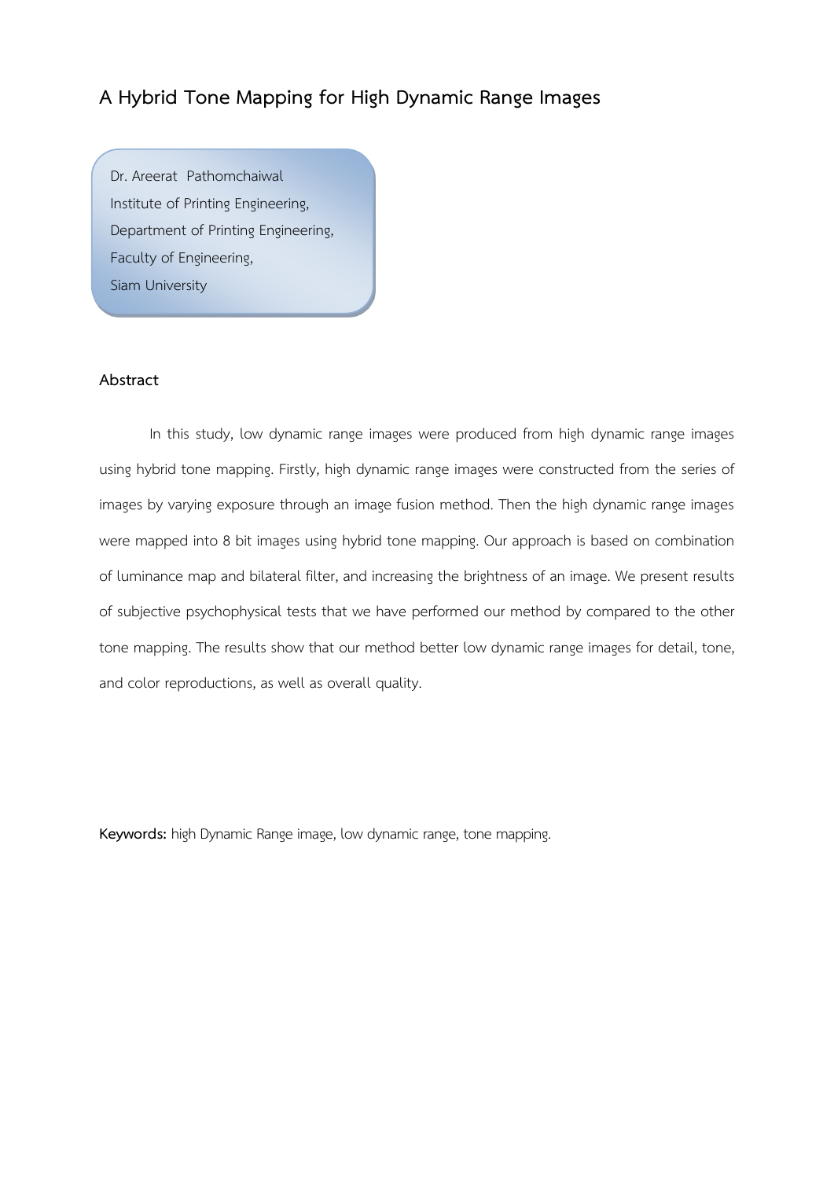# A Hybrid Tone Mapping for High Dynamic Range Images

Dr. Areerat Pathomchaiwal
Institute of Printing Engineering,
Department of Printing Engineering,
Faculty of Engineering,
Siam University

## Abstract

In this study, low dynamic range images were produced from high dynamic range images using hybrid tone mapping. Firstly, high dynamic range images were constructed from the series of images by varying exposure through an image fusion method. Then the high dynamic range images were mapped into 8 bit images using hybrid tone mapping. Our approach is based on combination of luminance map and bilateral filter, and increasing the brightness of an image. We present results of subjective psychophysical tests that we have performed our method by compared to the other tone mapping. The results show that our method better low dynamic range images for detail, tone, and color reproductions, as well as overall quality.

**Keywords:** high Dynamic Range image, low dynamic range, tone mapping.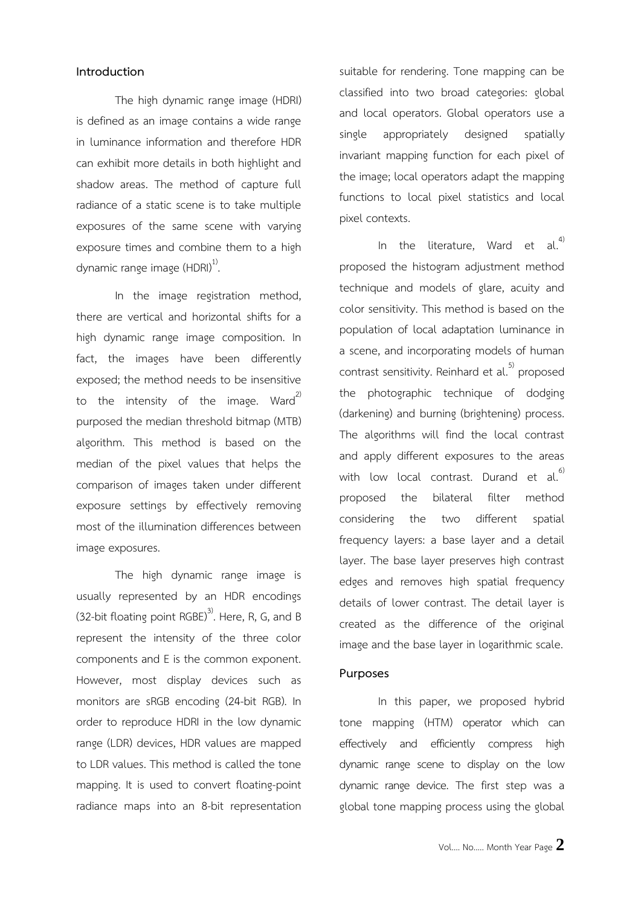## Introduction

The high dynamic range image (HDRI) is defined as an image contains a wide range in luminance information and therefore HDR can exhibit more details in both highlight and shadow areas. The method of capture full radiance of a static scene is to take multiple exposures of the same scene with varying exposure times and combine them to a high dynamic range image (HDRI)[1].

In the image registration method, there are vertical and horizontal shifts for a high dynamic range image composition. In fact, the images have been differently exposed; the method needs to be insensitive to the intensity of the image. Ward[2] purposed the median threshold bitmap (MTB) algorithm. This method is based on the median of the pixel values that helps the comparison of images taken under different exposure settings by effectively removing most of the illumination differences between image exposures.

The high dynamic range image is usually represented by an HDR encodings (32-bit floating point RGBE)[3]. Here, R, G, and B represent the intensity of the three color components and E is the common exponent. However, most display devices such as monitors are sRGB encoding (24-bit RGB). In order to reproduce HDRI in the low dynamic range (LDR) devices, HDR values are mapped to LDR values. This method is called the tone mapping. It is used to convert floating-point radiance maps into an 8-bit representation suitable for rendering. Tone mapping can be classified into two broad categories: global and local operators. Global operators use a single appropriately designed spatially invariant mapping function for each pixel of the image; local operators adapt the mapping functions to local pixel statistics and local pixel contexts.

In the literature, Ward et al.[4] proposed the histogram adjustment method technique and models of glare, acuity and color sensitivity. This method is based on the population of local adaptation luminance in a scene, and incorporating models of human contrast sensitivity. Reinhard et al.[5] proposed the photographic technique of dodging (darkening) and burning (brightening) process. The algorithms will find the local contrast and apply different exposures to the areas with low local contrast. Durand et al.[6] proposed the bilateral filter method considering the two different spatial frequency layers: a base layer and a detail layer. The base layer preserves high contrast edges and removes high spatial frequency details of lower contrast. The detail layer is created as the difference of the original image and the base layer in logarithmic scale.

## Purposes

In this paper, we proposed hybrid tone mapping (HTM) operator which can effectively and efficiently compress high dynamic range scene to display on the low dynamic range device. The first step was a global tone mapping process using the global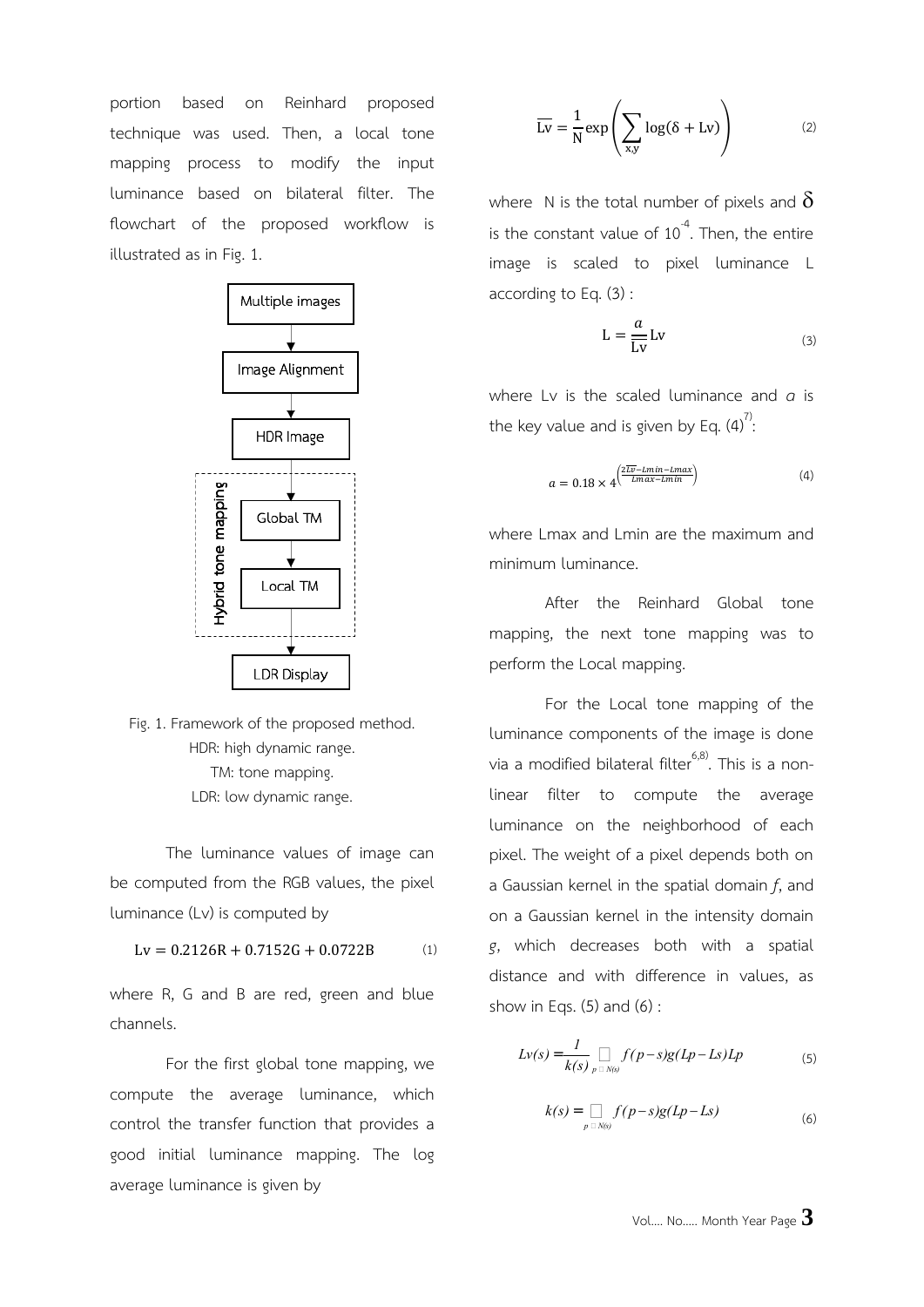portion based on Reinhard proposed technique was used. Then, a local tone mapping process to modify the input luminance based on bilateral filter. The flowchart of the proposed workflow is illustrated as in Fig. 1.

Fig. 1. Framework of the proposed method.
HDR: high dynamic range.
TM: tone mapping.
LDR: low dynamic range.

The luminance values of image can be computed from the RGB values, the pixel luminance (Lv) is computed by

$$\mathrm{Lv} = 0.2126\mathrm{R} + 0.7152\mathrm{G} + 0.0722\mathrm{B} \tag{1}$$

where R, G and B are red, green and blue channels.

For the first global tone mapping, we compute the average luminance, which control the transfer function that provides a good initial luminance mapping. The log average luminance is given by

$$\overline{\mathrm{Lv}} = \frac{1}{\mathrm{N}} \exp\left(\sum_{\mathrm{x,y}} \log(\delta + \mathrm{Lv})\right) \tag{2}$$

where N is the total number of pixels and $\delta$ is the constant value of $10^{-4}$. Then, the entire image is scaled to pixel luminance L according to Eq. (3) :

$$\mathrm{L} = \frac{a}{\overline{\mathrm{Lv}}} \mathrm{Lv} \tag{3}$$

where Lv is the scaled luminance and $a$ is the key value and is given by Eq. (4)[7]:

$$a = 0.18 \times 4^{\left(\frac{2\overline{Lv} - Lmin - Lmax}{Lmax - Lmin}\right)} \tag{4}$$

where Lmax and Lmin are the maximum and minimum luminance.

After the Reinhard Global tone mapping, the next tone mapping was to perform the Local mapping.

For the Local tone mapping of the luminance components of the image is done via a modified bilateral filter[6,8]. This is a non-linear filter to compute the average luminance on the neighborhood of each pixel. The weight of a pixel depends both on a Gaussian kernel in the spatial domain $f$, and on a Gaussian kernel in the intensity domain $g$, which decreases both with a spatial distance and with difference in values, as show in Eqs. (5) and (6) :

$$Lv(s) = \frac{1}{k(s)} \sum_{p \in N(s)} f(p-s)g(Lp-Ls)Lp \tag{5}$$

$$k(s) = \sum_{p \in N(s)} f(p-s)g(Lp-Ls) \tag{6}$$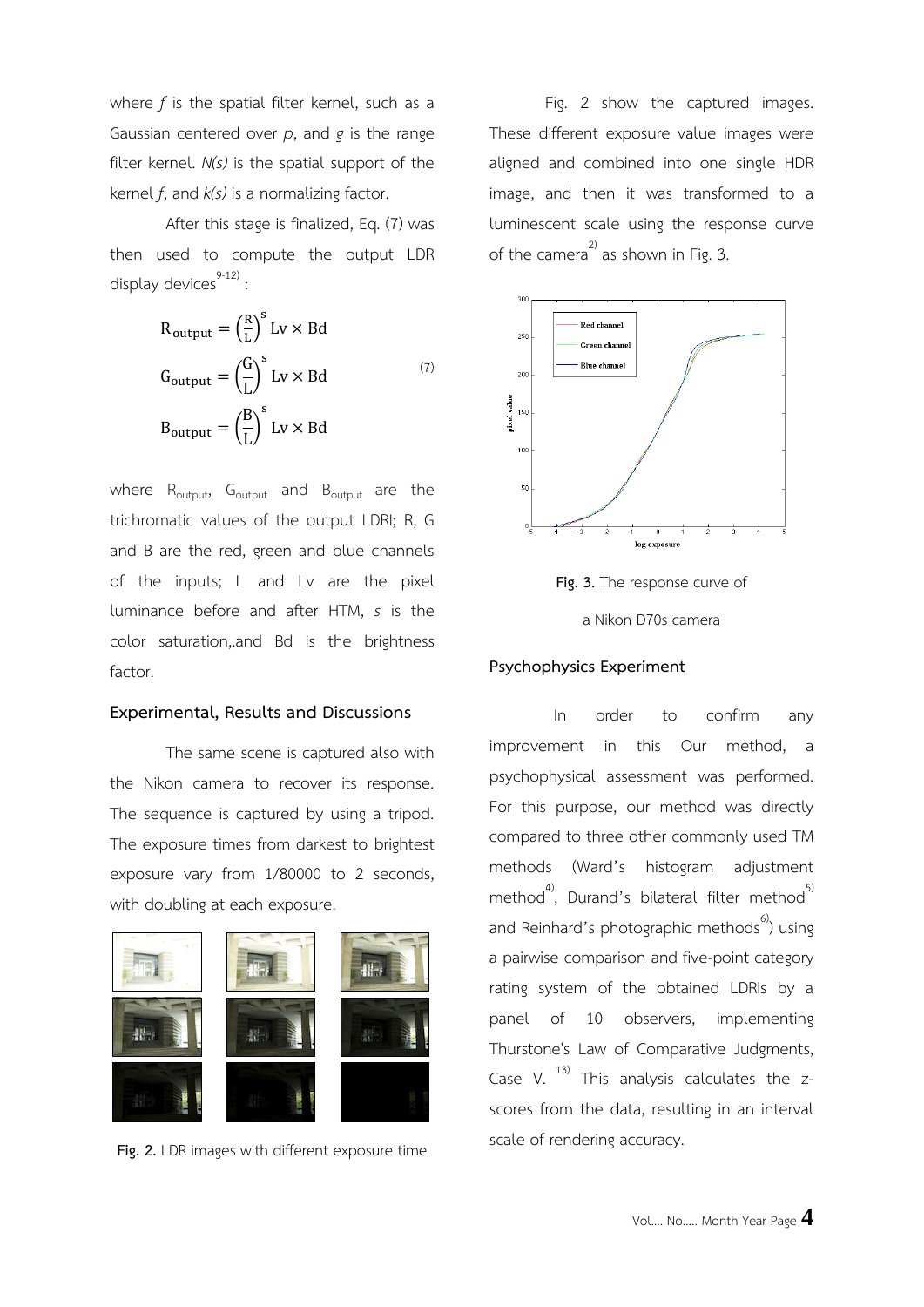where $f$ is the spatial filter kernel, such as a Gaussian centered over $p$, and $g$ is the range filter kernel. $N(s)$ is the spatial support of the kernel $f$, and $k(s)$ is a normalizing factor.

After this stage is finalized, Eq. (7) was then used to compute the output LDR display devices[9-12] :

$$
\begin{aligned}
R_{output} &= \left(\frac{R}{L}\right)^{s} Lv \times Bd \\
G_{output} &= \left(\frac{G}{L}\right)^{s} Lv \times Bd \\
B_{output} &= \left(\frac{B}{L}\right)^{s} Lv \times Bd
\end{aligned}
\tag{7}
$$

where $R_{output}$, $G_{output}$ and $B_{output}$ are the trichromatic values of the output LDRI; R, G and B are the red, green and blue channels of the inputs; L and Lv are the pixel luminance before and after HTM, $s$ is the color saturation,.and Bd is the brightness factor.

## Experimental, Results and Discussions

The same scene is captured also with the Nikon camera to recover its response. The sequence is captured by using a tripod. The exposure times from darkest to brightest exposure vary from 1/80000 to 2 seconds, with doubling at each exposure.

**Fig. 2.** LDR images with different exposure time

Fig. 2 show the captured images. These different exposure value images were aligned and combined into one single HDR image, and then it was transformed to a luminescent scale using the response curve of the camera[2] as shown in Fig. 3.

**Fig. 3.** The response curve of a Nikon D70s camera

## Psychophysics Experiment

In order to confirm any improvement in this Our method, a psychophysical assessment was performed. For this purpose, our method was directly compared to three other commonly used TM methods (Ward's histogram adjustment method[4], Durand's bilateral filter method[5] and Reinhard's photographic methods[6]) using a pairwise comparison and five-point category rating system of the obtained LDRIs by a panel of 10 observers, implementing Thurstone's Law of Comparative Judgments, Case V. [13] This analysis calculates the z-scores from the data, resulting in an interval scale of rendering accuracy.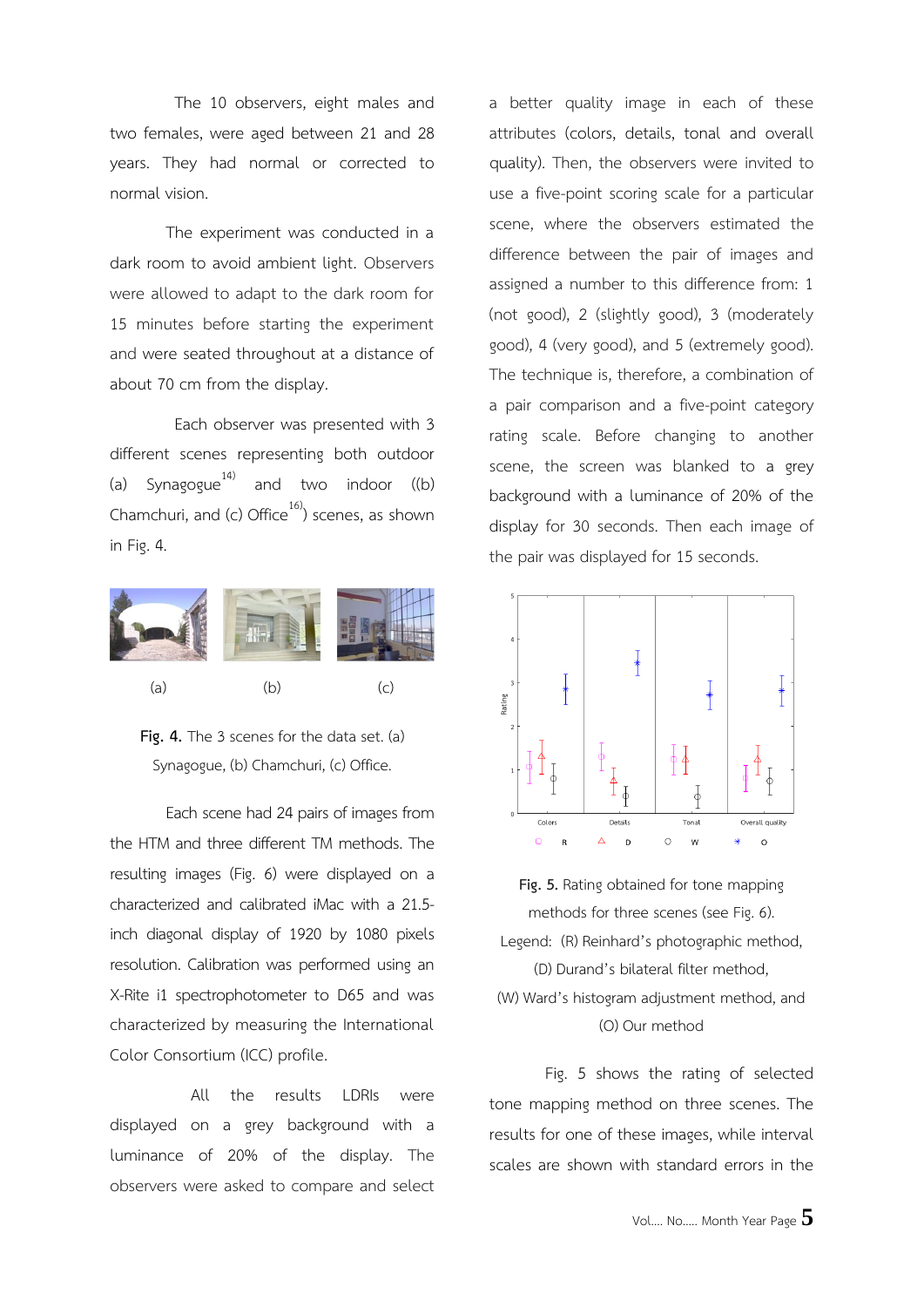The 10 observers, eight males and two females, were aged between 21 and 28 years. They had normal or corrected to normal vision.

The experiment was conducted in a dark room to avoid ambient light. Observers were allowed to adapt to the dark room for 15 minutes before starting the experiment and were seated throughout at a distance of about 70 cm from the display.

Each observer was presented with 3 different scenes representing both outdoor (a) Synagogue[14] and two indoor ((b) Chamchuri, and (c) Office[16]) scenes, as shown in Fig. 4.

(a) (b) (c)

**Fig. 4.** The 3 scenes for the data set. (a) Synagogue, (b) Chamchuri, (c) Office.

Each scene had 24 pairs of images from the HTM and three different TM methods. The resulting images (Fig. 6) were displayed on a characterized and calibrated iMac with a 21.5-inch diagonal display of 1920 by 1080 pixels resolution. Calibration was performed using an X-Rite i1 spectrophotometer to D65 and was characterized by measuring the International Color Consortium (ICC) profile.

All the results LDRIs were displayed on a grey background with a luminance of 20% of the display. The observers were asked to compare and select a better quality image in each of these attributes (colors, details, tonal and overall quality). Then, the observers were invited to use a five-point scoring scale for a particular scene, where the observers estimated the difference between the pair of images and assigned a number to this difference from: 1 (not good), 2 (slightly good), 3 (moderately good), 4 (very good), and 5 (extremely good). The technique is, therefore, a combination of a pair comparison and a five-point category rating scale. Before changing to another scene, the screen was blanked to a grey background with a luminance of 20% of the display for 30 seconds. Then each image of the pair was displayed for 15 seconds.

**Fig. 5.** Rating obtained for tone mapping methods for three scenes (see Fig. 6). Legend: (R) Reinhard's photographic method, (D) Durand's bilateral filter method, (W) Ward's histogram adjustment method, and (O) Our method

Fig. 5 shows the rating of selected tone mapping method on three scenes. The results for one of these images, while interval scales are shown with standard errors in the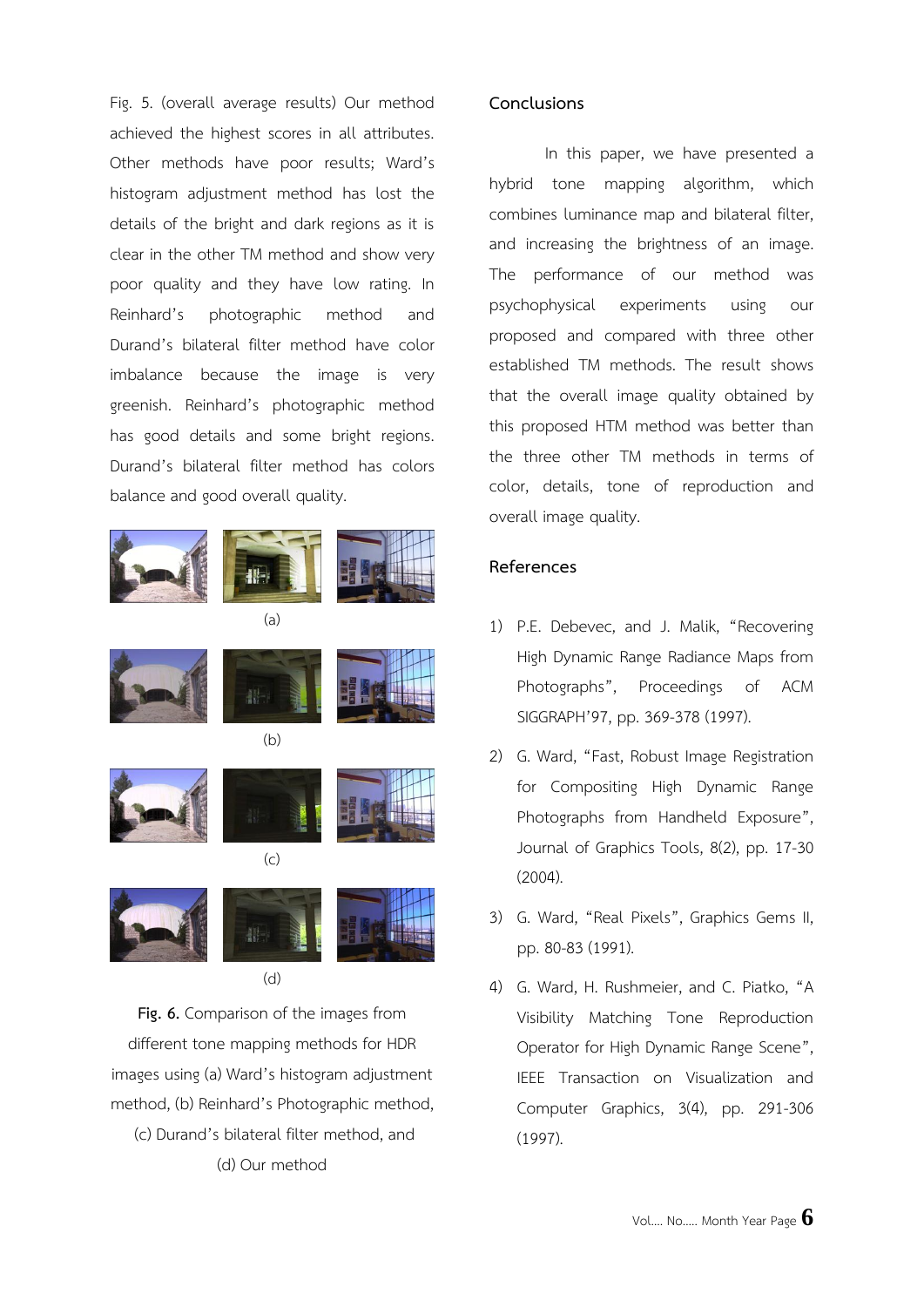Fig. 5. (overall average results) Our method achieved the highest scores in all attributes. Other methods have poor results; Ward's histogram adjustment method has lost the details of the bright and dark regions as it is clear in the other TM method and show very poor quality and they have low rating. In Reinhard's photographic method and Durand's bilateral filter method have color imbalance because the image is very greenish. Reinhard's photographic method has good details and some bright regions. Durand's bilateral filter method has colors balance and good overall quality.

(a)

(b)

(c)

(d)

**Fig. 6.** Comparison of the images from different tone mapping methods for HDR images using (a) Ward's histogram adjustment method, (b) Reinhard's Photographic method, (c) Durand's bilateral filter method, and (d) Our method

## Conclusions

In this paper, we have presented a hybrid tone mapping algorithm, which combines luminance map and bilateral filter, and increasing the brightness of an image. The performance of our method was psychophysical experiments using our proposed and compared with three other established TM methods. The result shows that the overall image quality obtained by this proposed HTM method was better than the three other TM methods in terms of color, details, tone of reproduction and overall image quality.

## References

1) P.E. Debevec, and J. Malik, "Recovering High Dynamic Range Radiance Maps from Photographs", Proceedings of ACM SIGGRAPH'97, pp. 369-378 (1997).

2) G. Ward, "Fast, Robust Image Registration for Compositing High Dynamic Range Photographs from Handheld Exposure", Journal of Graphics Tools, 8(2), pp. 17-30 (2004).

3) G. Ward, "Real Pixels", Graphics Gems II, pp. 80-83 (1991).

4) G. Ward, H. Rushmeier, and C. Piatko, "A Visibility Matching Tone Reproduction Operator for High Dynamic Range Scene", IEEE Transaction on Visualization and Computer Graphics, 3(4), pp. 291-306 (1997).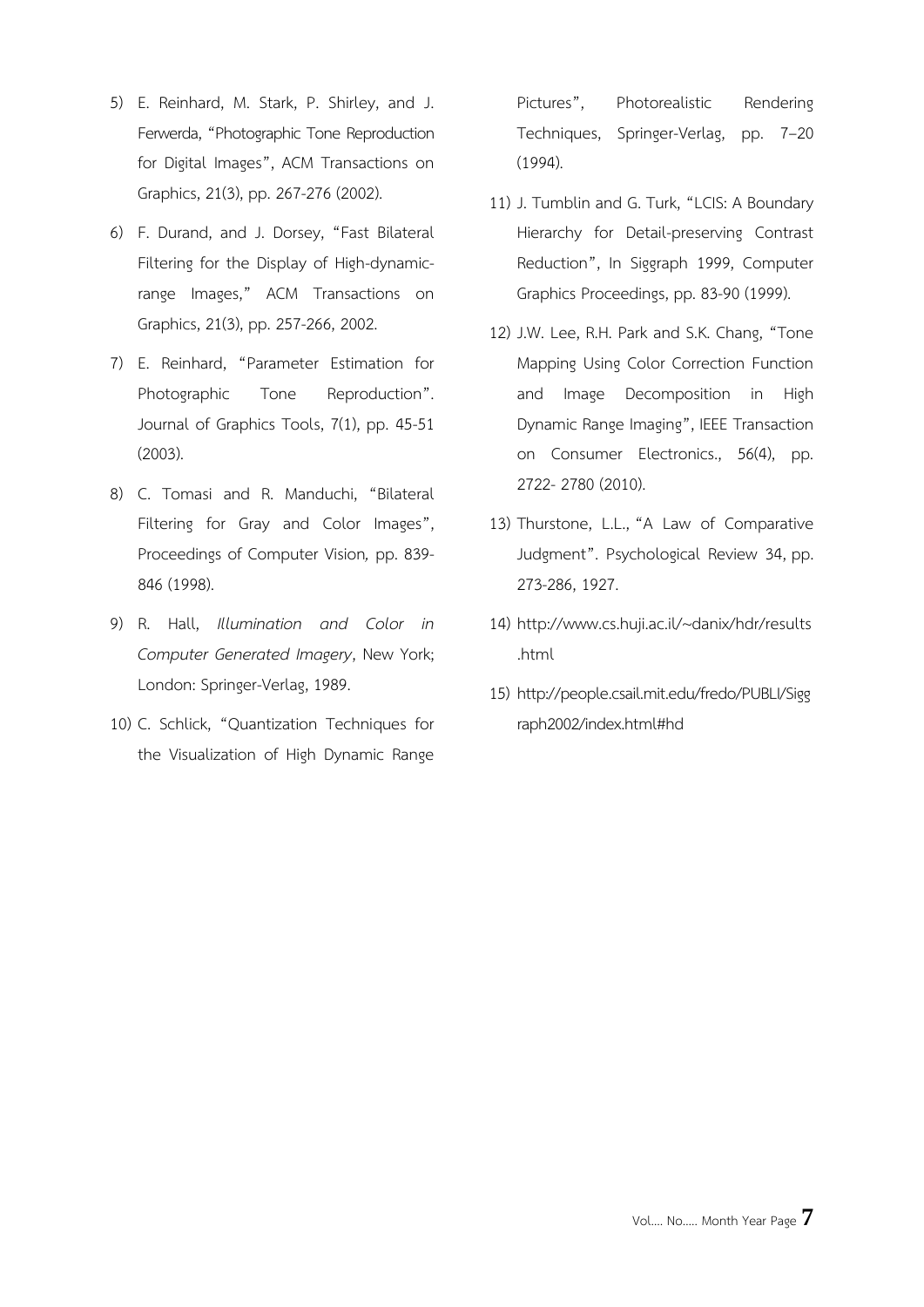5) E. Reinhard, M. Stark, P. Shirley, and J. Ferwerda, "Photographic Tone Reproduction for Digital Images", ACM Transactions on Graphics, 21(3), pp. 267-276 (2002).

6) F. Durand, and J. Dorsey, "Fast Bilateral Filtering for the Display of High-dynamic-range Images," ACM Transactions on Graphics, 21(3), pp. 257-266, 2002.

7) E. Reinhard, "Parameter Estimation for Photographic Tone Reproduction". Journal of Graphics Tools, 7(1), pp. 45-51 (2003).

8) C. Tomasi and R. Manduchi, "Bilateral Filtering for Gray and Color Images", Proceedings of Computer Vision, pp. 839-846 (1998).

9) R. Hall, *Illumination and Color in Computer Generated Imagery*, New York; London: Springer-Verlag, 1989.

10) C. Schlick, "Quantization Techniques for the Visualization of High Dynamic Range Pictures", Photorealistic Rendering Techniques, Springer-Verlag, pp. 7–20 (1994).

11) J. Tumblin and G. Turk, "LCIS: A Boundary Hierarchy for Detail-preserving Contrast Reduction", In Siggraph 1999, Computer Graphics Proceedings, pp. 83-90 (1999).

12) J.W. Lee, R.H. Park and S.K. Chang, "Tone Mapping Using Color Correction Function and Image Decomposition in High Dynamic Range Imaging", IEEE Transaction on Consumer Electronics., 56(4), pp. 2722- 2780 (2010).

13) Thurstone, L.L., "A Law of Comparative Judgment". Psychological Review 34, pp. 273-286, 1927.

14) http://www.cs.huji.ac.il/~danix/hdr/results.html

15) http://people.csail.mit.edu/fredo/PUBLI/Siggraph2002/index.html#hd